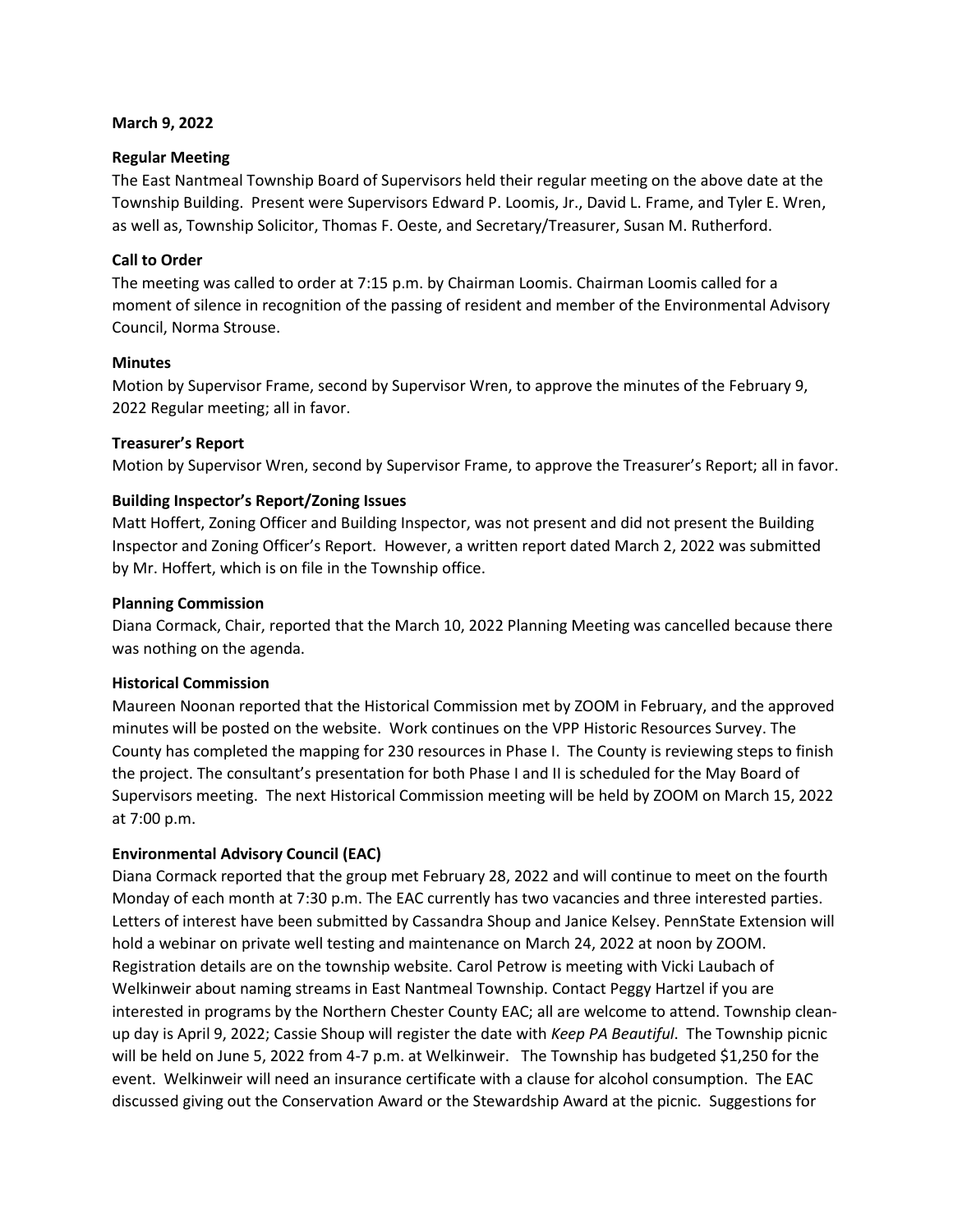**March 9, 2022**

**Regular Meeting**

The East Nantmeal Township Board of Supervisors held their regular meeting on the above date at the Township Building. Present were Supervisors Edward P. Loomis, Jr., David L. Frame, and Tyler E. Wren, as well as, Township Solicitor, Thomas F. Oeste, and Secretary/Treasurer, Susan M. Rutherford.

**Call to Order**

The meeting was called to order at 7:15 p.m. by Chairman Loomis. Chairman Loomis called for a moment of silence in recognition of the passing of resident and member of the Environmental Advisory Council, Norma Strouse.

**Minutes**

Motion by Supervisor Frame, second by Supervisor Wren, to approve the minutes of the February 9, 2022 Regular meeting; all in favor.

**Treasurer's Report**

Motion by Supervisor Wren, second by Supervisor Frame, to approve the Treasurer's Report; all in favor.

**Building Inspector's Report/Zoning Issues**

Matt Hoffert, Zoning Officer and Building Inspector, was not present and did not present the Building Inspector and Zoning Officer's Report. However, a written report dated March 2, 2022 was submitted by Mr. Hoffert, which is on file in the Township office.

**Planning Commission**

Diana Cormack, Chair, reported that the March 10, 2022 Planning Meeting was cancelled because there was nothing on the agenda.

**Historical Commission**

Maureen Noonan reported that the Historical Commission met by ZOOM in February, and the approved minutes will be posted on the website. Work continues on the VPP Historic Resources Survey. The County has completed the mapping for 230 resources in Phase I. The County is reviewing steps to finish the project. The consultant's presentation for both Phase I and II is scheduled for the May Board of Supervisors meeting. The next Historical Commission meeting will be held by ZOOM on March 15, 2022 at 7:00 p.m.

**Environmental Advisory Council (EAC)**

Diana Cormack reported that the group met February 28, 2022 and will continue to meet on the fourth Monday of each month at 7:30 p.m. The EAC currently has two vacancies and three interested parties. Letters of interest have been submitted by Cassandra Shoup and Janice Kelsey. PennState Extension will hold a webinar on private well testing and maintenance on March 24, 2022 at noon by ZOOM. Registration details are on the township website. Carol Petrow is meeting with Vicki Laubach of Welkinweir about naming streams in East Nantmeal Township. Contact Peggy Hartzel if you are interested in programs by the Northern Chester County EAC; all are welcome to attend. Township clean-up day is April 9, 2022; Cassie Shoup will register the date with *Keep PA Beautiful*. The Township picnic will be held on June 5, 2022 from 4-7 p.m. at Welkinweir. The Township has budgeted $1,250 for the event. Welkinweir will need an insurance certificate with a clause for alcohol consumption. The EAC discussed giving out the Conservation Award or the Stewardship Award at the picnic. Suggestions for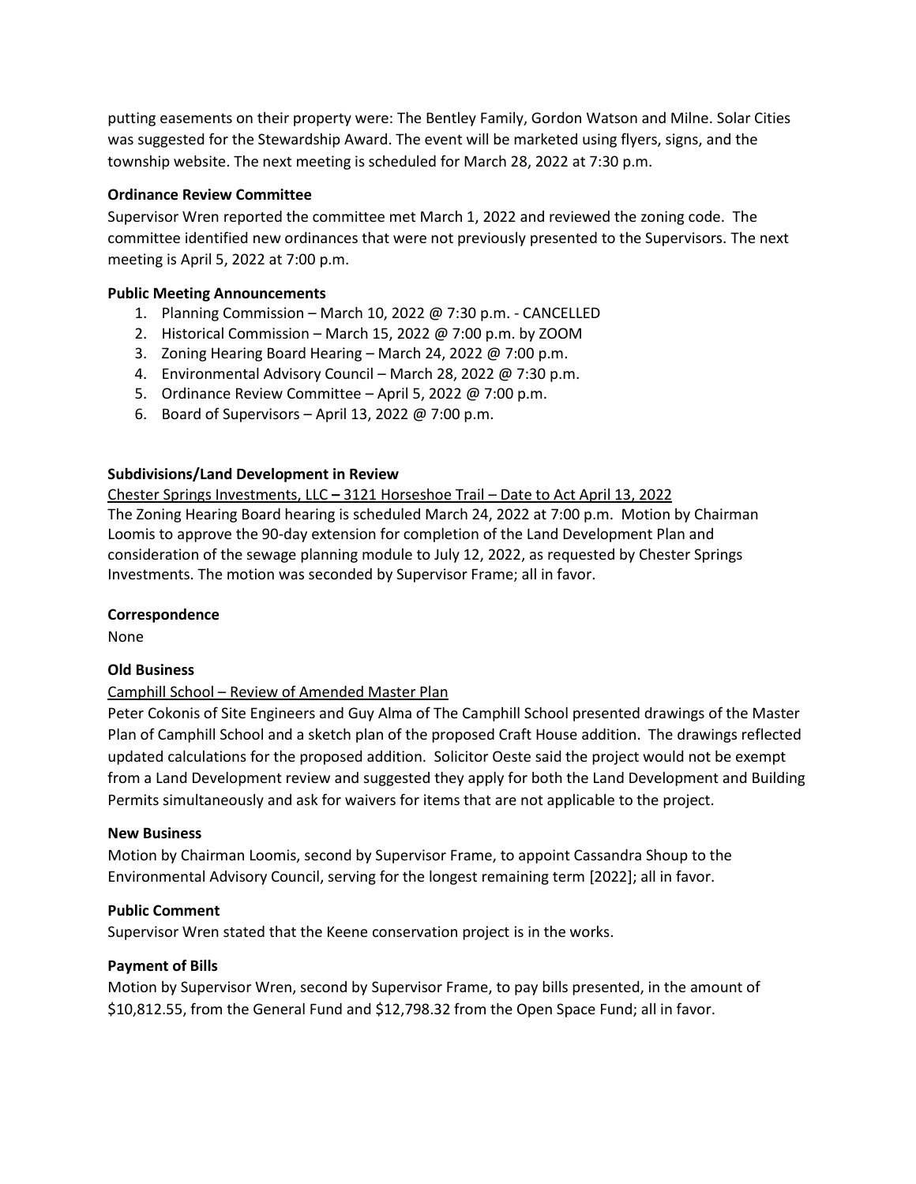putting easements on their property were: The Bentley Family, Gordon Watson and Milne. Solar Cities was suggested for the Stewardship Award. The event will be marketed using flyers, signs, and the township website. The next meeting is scheduled for March 28, 2022 at 7:30 p.m.

**Ordinance Review Committee**

Supervisor Wren reported the committee met March 1, 2022 and reviewed the zoning code. The committee identified new ordinances that were not previously presented to the Supervisors. The next meeting is April 5, 2022 at 7:00 p.m.

**Public Meeting Announcements**

1. Planning Commission – March 10, 2022 @ 7:30 p.m. - CANCELLED
2. Historical Commission – March 15, 2022 @ 7:00 p.m. by ZOOM
3. Zoning Hearing Board Hearing – March 24, 2022 @ 7:00 p.m.
4. Environmental Advisory Council – March 28, 2022 @ 7:30 p.m.
5. Ordinance Review Committee – April 5, 2022 @ 7:00 p.m.
6. Board of Supervisors – April 13, 2022 @ 7:00 p.m.

**Subdivisions/Land Development in Review**

Chester Springs Investments, LLC **–** 3121 Horseshoe Trail – Date to Act April 13, 2022

The Zoning Hearing Board hearing is scheduled March 24, 2022 at 7:00 p.m. Motion by Chairman Loomis to approve the 90-day extension for completion of the Land Development Plan and consideration of the sewage planning module to July 12, 2022, as requested by Chester Springs Investments. The motion was seconded by Supervisor Frame; all in favor.

**Correspondence**

None

**Old Business**

Camphill School – Review of Amended Master Plan

Peter Cokonis of Site Engineers and Guy Alma of The Camphill School presented drawings of the Master Plan of Camphill School and a sketch plan of the proposed Craft House addition. The drawings reflected updated calculations for the proposed addition. Solicitor Oeste said the project would not be exempt from a Land Development review and suggested they apply for both the Land Development and Building Permits simultaneously and ask for waivers for items that are not applicable to the project.

**New Business**

Motion by Chairman Loomis, second by Supervisor Frame, to appoint Cassandra Shoup to the Environmental Advisory Council, serving for the longest remaining term [2022]; all in favor.

**Public Comment**

Supervisor Wren stated that the Keene conservation project is in the works.

**Payment of Bills**

Motion by Supervisor Wren, second by Supervisor Frame, to pay bills presented, in the amount of $10,812.55, from the General Fund and $12,798.32 from the Open Space Fund; all in favor.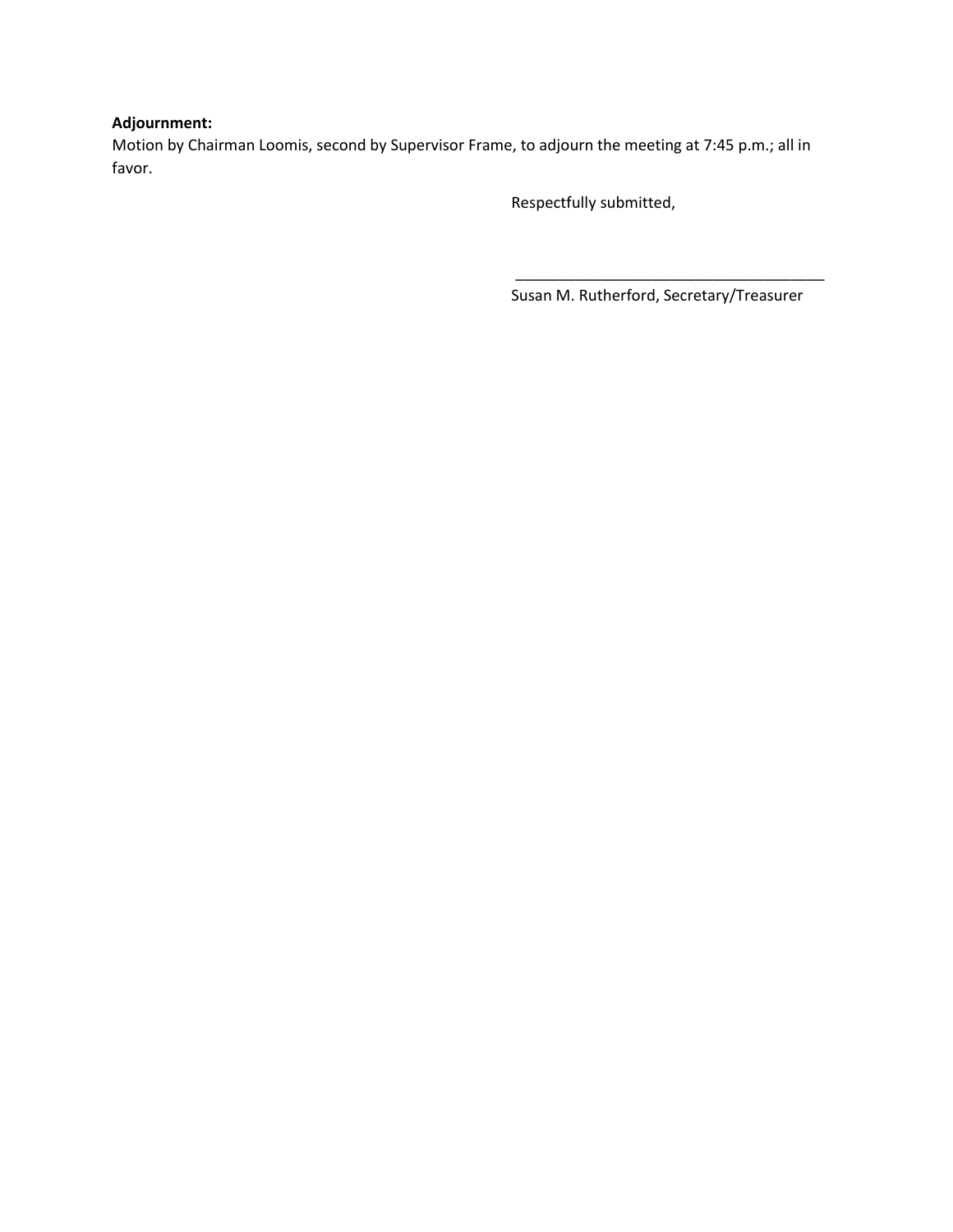**Adjournment:**
Motion by Chairman Loomis, second by Supervisor Frame, to adjourn the meeting at 7:45 p.m.; all in favor.

Respectfully submitted,

_____________________________________
Susan M. Rutherford, Secretary/Treasurer